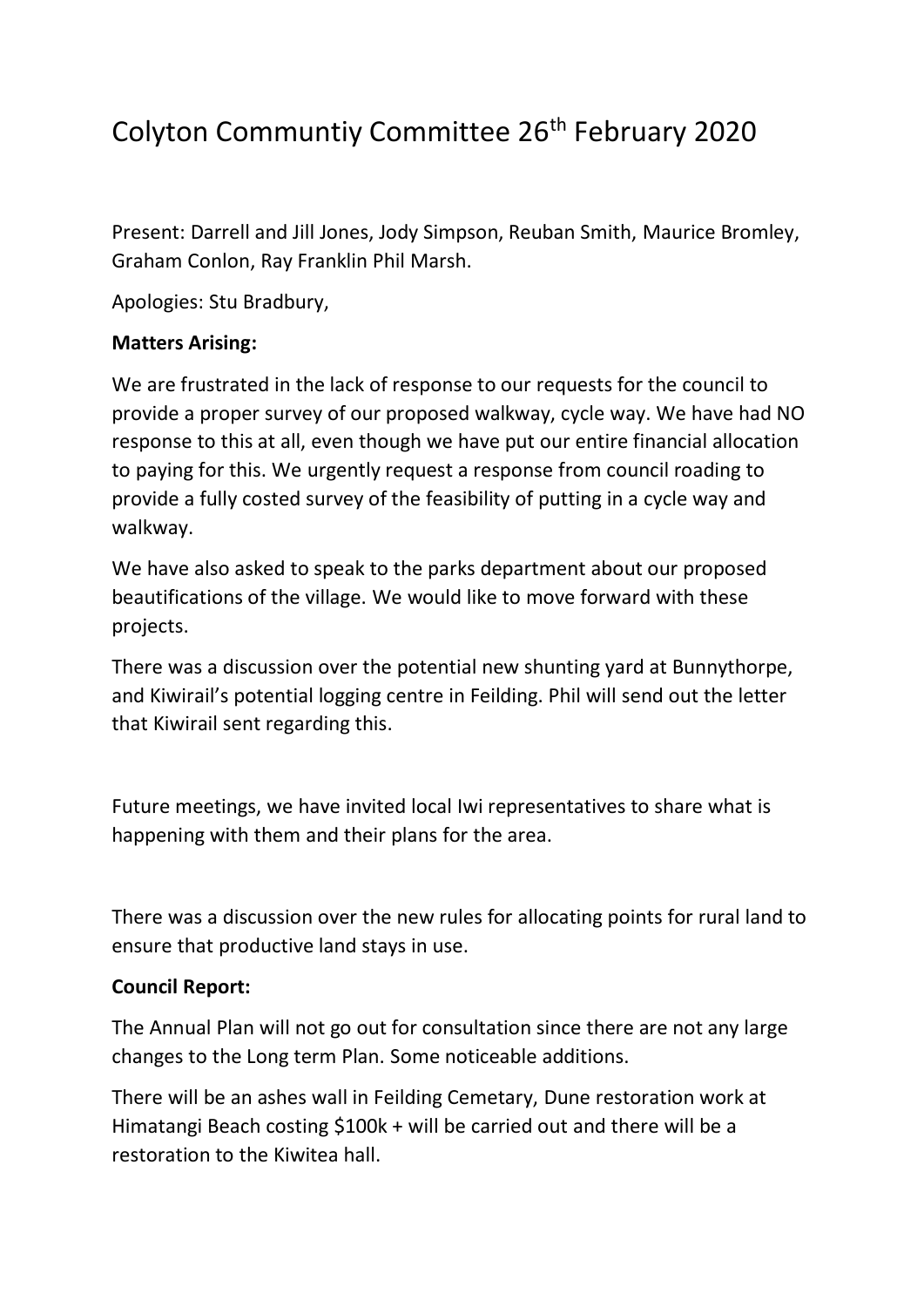# Colyton Communtiy Committee 26th February 2020

Present: Darrell and Jill Jones, Jody Simpson, Reuban Smith, Maurice Bromley, Graham Conlon, Ray Franklin Phil Marsh.

Apologies: Stu Bradbury,

**Matters Arising:**

We are frustrated in the lack of response to our requests for the council to provide a proper survey of our proposed walkway, cycle way. We have had NO response to this at all, even though we have put our entire financial allocation to paying for this. We urgently request a response from council roading to provide a fully costed survey of the feasibility of putting in a cycle way and walkway.

We have also asked to speak to the parks department about our proposed beautifications of the village. We would like to move forward with these projects.

There was a discussion over the potential new shunting yard at Bunnythorpe, and Kiwirail's potential logging centre in Feilding. Phil will send out the letter that Kiwirail sent regarding this.

Future meetings, we have invited local Iwi representatives to share what is happening with them and their plans for the area.

There was a discussion over the new rules for allocating points for rural land to ensure that productive land stays in use.

**Council Report:**

The Annual Plan will not go out for consultation since there are not any large changes to the Long term Plan. Some noticeable additions.

There will be an ashes wall in Feilding Cemetary, Dune restoration work at Himatangi Beach costing $100k + will be carried out and there will be a restoration to the Kiwitea hall.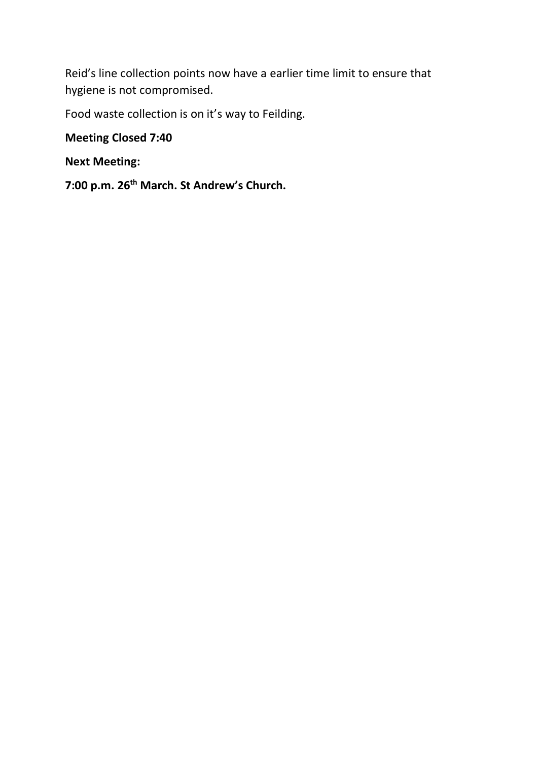Reid's line collection points now have a earlier time limit to ensure that hygiene is not compromised.

Food waste collection is on it's way to Feilding.

**Meeting Closed 7:40**

**Next Meeting:**

**7:00 p.m. 26th March. St Andrew's Church.**